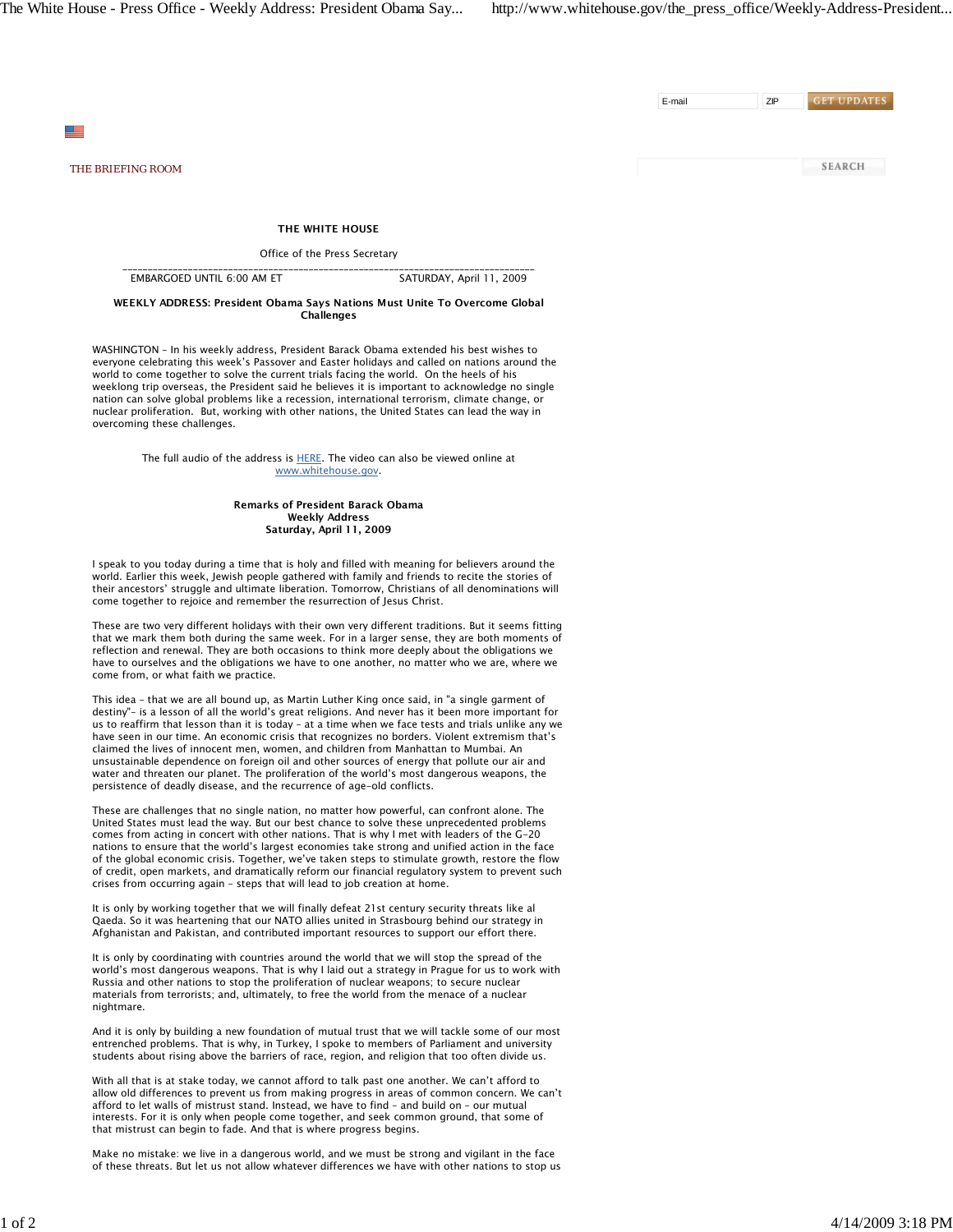THE BRIEFING ROOM

**THE WHITE HOUSE**

Office of the Press Secretary

EMBARGOED UNTIL 6:00 AM ET — SATURDAY, April 11, 2009

**WEEKLY ADDRESS: President Obama Says Nations Must Unite To Overcome Global Challenges**

WASHINGTON – In his weekly address, President Barack Obama extended his best wishes to everyone celebrating this week's Passover and Easter holidays and called on nations around the world to come together to solve the current trials facing the world. On the heels of his weeklong trip overseas, the President said he believes it is important to acknowledge no single nation can solve global problems like a recession, international terrorism, climate change, or nuclear proliferation. But, working with other nations, the United States can lead the way in overcoming these challenges.

The full audio of the address is HERE. The video can also be viewed online at www.whitehouse.gov.

**Remarks of President Barack Obama**
**Weekly Address**
**Saturday, April 11, 2009**

I speak to you today during a time that is holy and filled with meaning for believers around the world. Earlier this week, Jewish people gathered with family and friends to recite the stories of their ancestors' struggle and ultimate liberation. Tomorrow, Christians of all denominations will come together to rejoice and remember the resurrection of Jesus Christ.

These are two very different holidays with their own very different traditions. But it seems fitting that we mark them both during the same week. For in a larger sense, they are both moments of reflection and renewal. They are both occasions to think more deeply about the obligations we have to ourselves and the obligations we have to one another, no matter who we are, where we come from, or what faith we practice.

This idea – that we are all bound up, as Martin Luther King once said, in "a single garment of destiny"– is a lesson of all the world's great religions. And never has it been more important for us to reaffirm that lesson than it is today – at a time when we face tests and trials unlike any we have seen in our time. An economic crisis that recognizes no borders. Violent extremism that's claimed the lives of innocent men, women, and children from Manhattan to Mumbai. An unsustainable dependence on foreign oil and other sources of energy that pollute our air and water and threaten our planet. The proliferation of the world's most dangerous weapons, the persistence of deadly disease, and the recurrence of age-old conflicts.

These are challenges that no single nation, no matter how powerful, can confront alone. The United States must lead the way. But our best chance to solve these unprecedented problems comes from acting in concert with other nations. That is why I met with leaders of the G-20 nations to ensure that the world's largest economies take strong and unified action in the face of the global economic crisis. Together, we've taken steps to stimulate growth, restore the flow of credit, open markets, and dramatically reform our financial regulatory system to prevent such crises from occurring again – steps that will lead to job creation at home.

It is only by working together that we will finally defeat 21st century security threats like al Qaeda. So it was heartening that our NATO allies united in Strasbourg behind our strategy in Afghanistan and Pakistan, and contributed important resources to support our effort there.

It is only by coordinating with countries around the world that we will stop the spread of the world's most dangerous weapons. That is why I laid out a strategy in Prague for us to work with Russia and other nations to stop the proliferation of nuclear weapons; to secure nuclear materials from terrorists; and, ultimately, to free the world from the menace of a nuclear nightmare.

And it is only by building a new foundation of mutual trust that we will tackle some of our most entrenched problems. That is why, in Turkey, I spoke to members of Parliament and university students about rising above the barriers of race, region, and religion that too often divide us.

With all that is at stake today, we cannot afford to talk past one another. We can't afford to allow old differences to prevent us from making progress in areas of common concern. We can't afford to let walls of mistrust stand. Instead, we have to find – and build on – our mutual interests. For it is only when people come together, and seek common ground, that some of that mistrust can begin to fade. And that is where progress begins.

Make no mistake: we live in a dangerous world, and we must be strong and vigilant in the face of these threats. But let us not allow whatever differences we have with other nations to stop us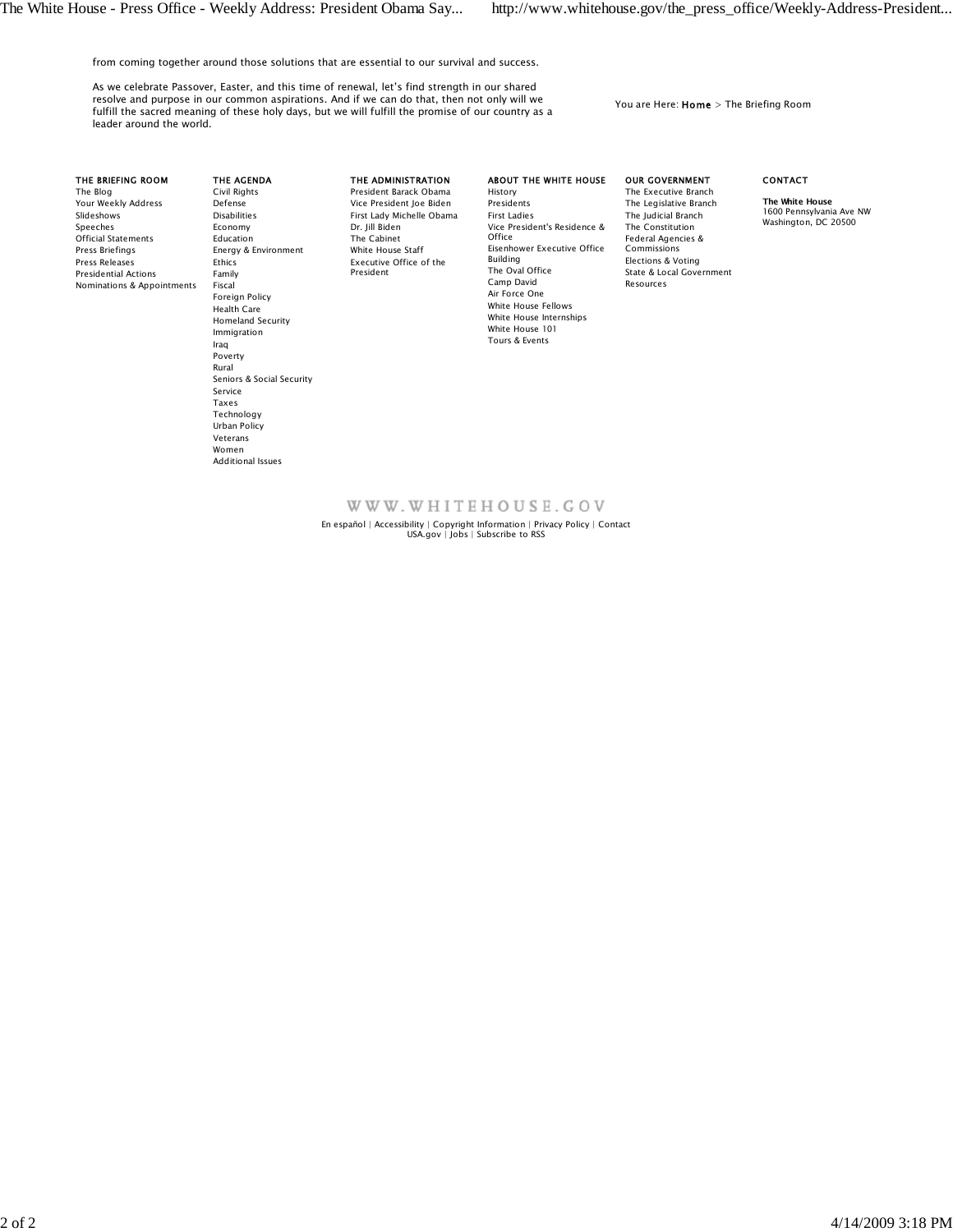from coming together around those solutions that are essential to our survival and success.

As we celebrate Passover, Easter, and this time of renewal, let's find strength in our shared resolve and purpose in our common aspirations. And if we can do that, then not only will we fulfill the sacred meaning of these holy days, but we will fulfill the promise of our country as a leader around the world.

You are Here: Home > The Briefing Room

**THE BRIEFING ROOM**
- The Blog
- Your Weekly Address
- Slideshows
- Speeches
- Official Statements
- Press Briefings
- Press Releases
- Presidential Actions
- Nominations & Appointments

**THE AGENDA**
- Civil Rights
- Defense
- Disabilities
- Economy
- Education
- Energy & Environment
- Ethics
- Family
- Fiscal
- Foreign Policy
- Health Care
- Homeland Security
- Immigration
- Iraq
- Poverty
- Rural
- Seniors & Social Security
- Service
- Taxes
- Technology
- Urban Policy
- Veterans
- Women
- Additional Issues

**THE ADMINISTRATION**
- President Barack Obama
- Vice President Joe Biden
- First Lady Michelle Obama
- Dr. Jill Biden
- The Cabinet
- White House Staff
- Executive Office of the President

**ABOUT THE WHITE HOUSE**
- History
- Presidents
- First Ladies
- Vice President's Residence & Office
- Eisenhower Executive Office Building
- The Oval Office
- Camp David
- Air Force One
- White House Fellows
- White House Internships
- White House 101
- Tours & Events

**OUR GOVERNMENT**
- The Executive Branch
- The Legislative Branch
- The Judicial Branch
- The Constitution
- Federal Agencies & Commissions
- Elections & Voting
- State & Local Government Resources

**CONTACT**

**The White House**
1600 Pennsylvania Ave NW
Washington, DC 20500

WWW.WHITEHOUSE.GOV

En español | Accessibility | Copyright Information | Privacy Policy | Contact
USA.gov | Jobs | Subscribe to RSS